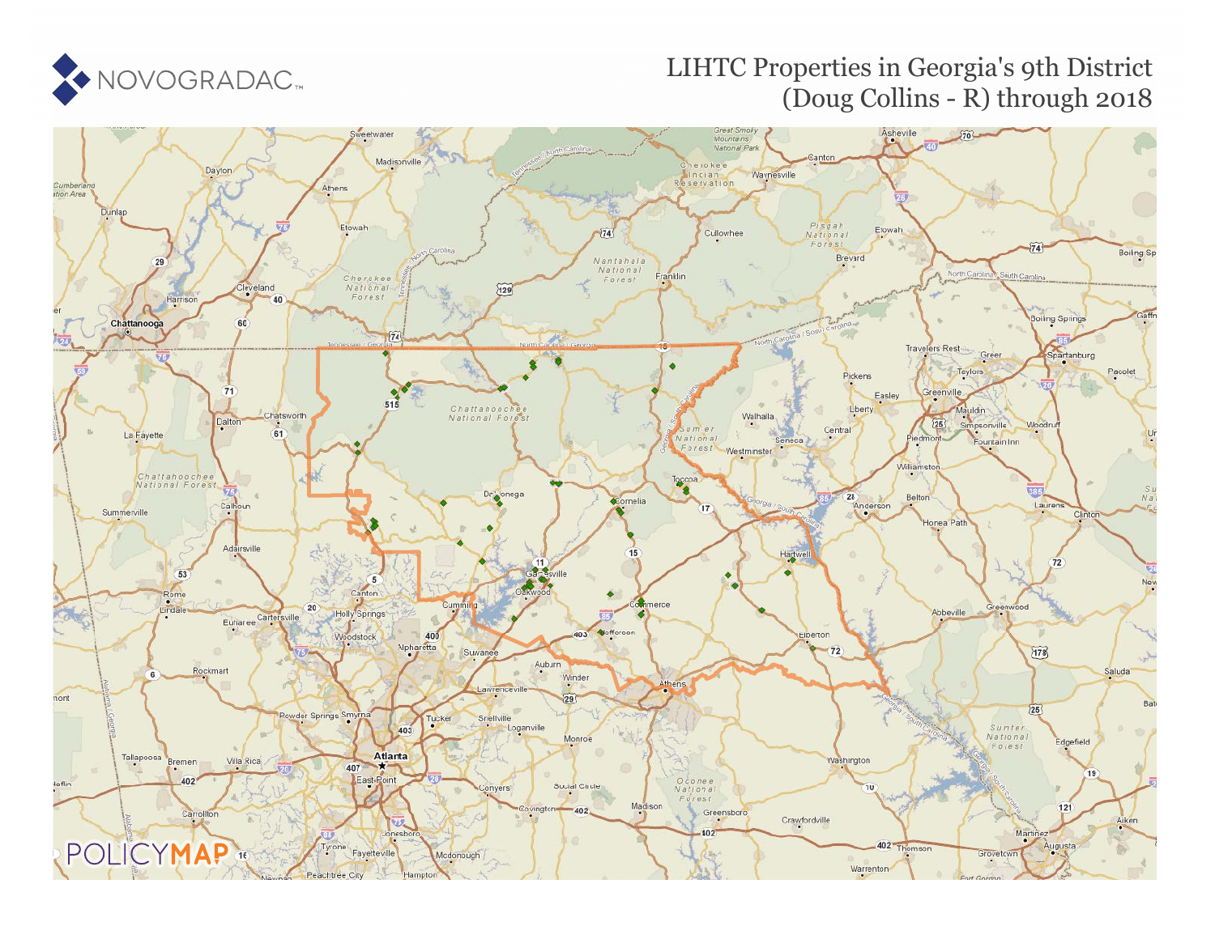# LIHTC Properties in Georgia's 9th District (Doug Collins - R) through 2018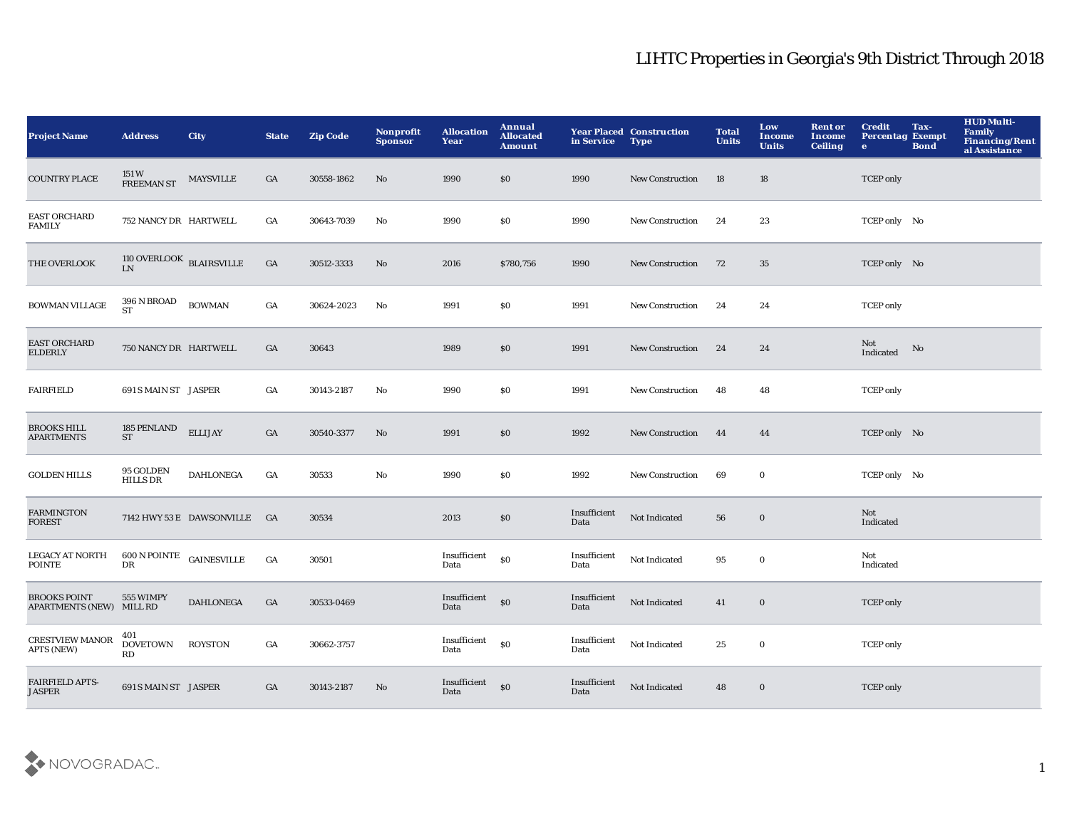# LIHTC Properties in Georgia's 9th District Through 2018

| Project Name | Address | City | State | Zip Code | Nonprofit Sponsor | Allocation Year | Annual Allocated Amount | Year Placed in Service | Construction Type | Total Units | Low Income Units | Rent or Income Ceiling | Credit Percentage | Tax-Exempt Bond | HUD Multi-Family Financing/Rental Assistance |
|---|---|---|---|---|---|---|---|---|---|---|---|---|---|---|---|
| COUNTRY PLACE | 151 W FREEMAN ST | MAYSVILLE | GA | 30558-1862 | No | 1990 | $0 | 1990 | New Construction | 18 | 18 | | TCEP only | | |
| EAST ORCHARD FAMILY | 752 NANCY DR | HARTWELL | GA | 30643-7039 | No | 1990 | $0 | 1990 | New Construction | 24 | 23 | | TCEP only | No | |
| THE OVERLOOK | 110 OVERLOOK LN | BLAIRSVILLE | GA | 30512-3333 | No | 2016 | $780,756 | 1990 | New Construction | 72 | 35 | | TCEP only | No | |
| BOWMAN VILLAGE | 396 N BROAD ST | BOWMAN | GA | 30624-2023 | No | 1991 | $0 | 1991 | New Construction | 24 | 24 | | TCEP only | | |
| EAST ORCHARD ELDERLY | 750 NANCY DR | HARTWELL | GA | 30643 | | 1989 | $0 | 1991 | New Construction | 24 | 24 | | Not Indicated | No | |
| FAIRFIELD | 691 S MAIN ST | JASPER | GA | 30143-2187 | No | 1990 | $0 | 1991 | New Construction | 48 | 48 | | TCEP only | | |
| BROOKS HILL APARTMENTS | 185 PENLAND ST | ELLIJAY | GA | 30540-3377 | No | 1991 | $0 | 1992 | New Construction | 44 | 44 | | TCEP only | No | |
| GOLDEN HILLS | 95 GOLDEN HILLS DR | DAHLONEGA | GA | 30533 | No | 1990 | $0 | 1992 | New Construction | 69 | 0 | | TCEP only | No | |
| FARMINGTON FOREST | 7142 HWY 53 E | DAWSONVILLE | GA | 30534 | | 2013 | $0 | Insufficient Data | Not Indicated | 56 | 0 | | Not Indicated | | |
| LEGACY AT NORTH POINTE | 600 N POINTE DR | GAINESVILLE | GA | 30501 | | Insufficient Data | $0 | Insufficient Data | Not Indicated | 95 | 0 | | Not Indicated | | |
| BROOKS POINT APARTMENTS (NEW) | 555 WIMPY MILL RD | DAHLONEGA | GA | 30533-0469 | | Insufficient Data | $0 | Insufficient Data | Not Indicated | 41 | 0 | | TCEP only | | |
| CRESTVIEW MANOR APTS (NEW) | 401 DOVETOWN RD | ROYSTON | GA | 30662-3757 | | Insufficient Data | $0 | Insufficient Data | Not Indicated | 25 | 0 | | TCEP only | | |
| FAIRFIELD APTS-JASPER | 691 S MAIN ST | JASPER | GA | 30143-2187 | No | Insufficient Data | $0 | Insufficient Data | Not Indicated | 48 | 0 | | TCEP only | | |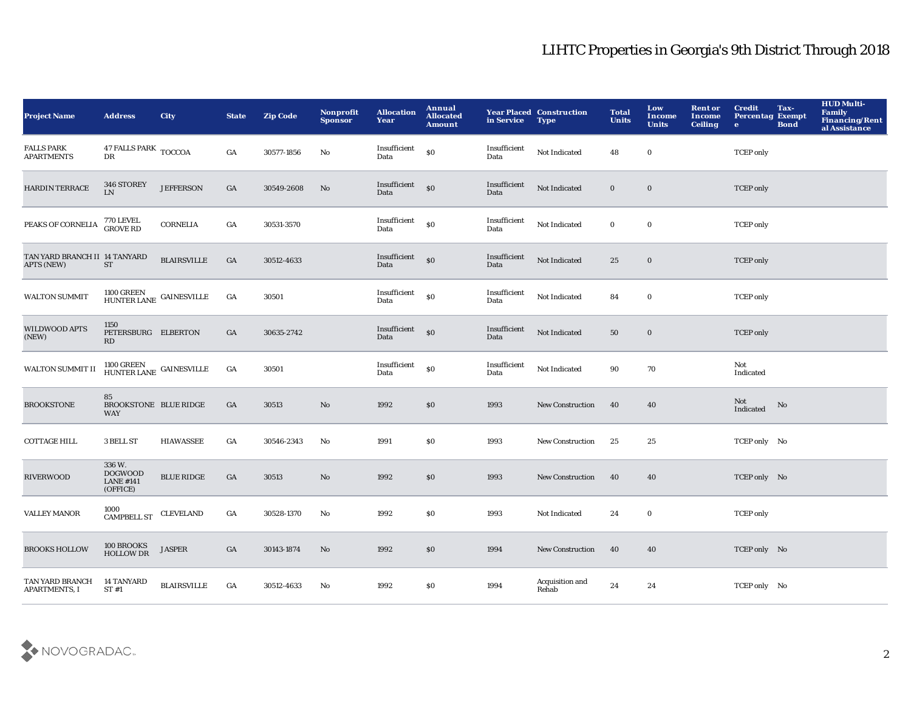# LIHTC Properties in Georgia's 9th District Through 2018

| Project Name | Address | City | State | Zip Code | Nonprofit Sponsor | Allocation Year | Annual Allocated Amount | Year Placed in Service | Construction Type | Total Units | Low Income Units | Rent or Income Ceiling | Credit Percentage | Tax-Exempt Bond | HUD Multi-Family Financing/Rental Assistance |
|---|---|---|---|---|---|---|---|---|---|---|---|---|---|---|---|
| FALLS PARK APARTMENTS | 47 FALLS PARK DR | TOCCOA | GA | 30577-1856 | No | Insufficient Data | $0 | Insufficient Data | Not Indicated | 48 | 0 | | TCEP only | | |
| HARDIN TERRACE | 346 STOREY LN | JEFFERSON | GA | 30549-2608 | No | Insufficient Data | $0 | Insufficient Data | Not Indicated | 0 | 0 | | TCEP only | | |
| PEAKS OF CORNELIA | 770 LEVEL GROVE RD | CORNELIA | GA | 30531-3570 | | Insufficient Data | $0 | Insufficient Data | Not Indicated | 0 | 0 | | TCEP only | | |
| TAN YARD BRANCH II APTS (NEW) | 14 TANYARD ST | BLAIRSVILLE | GA | 30512-4633 | | Insufficient Data | $0 | Insufficient Data | Not Indicated | 25 | 0 | | TCEP only | | |
| WALTON SUMMIT | 1100 GREEN HUNTER LANE | GAINESVILLE | GA | 30501 | | Insufficient Data | $0 | Insufficient Data | Not Indicated | 84 | 0 | | TCEP only | | |
| WILDWOOD APTS (NEW) | 1150 PETERSBURG RD | ELBERTON | GA | 30635-2742 | | Insufficient Data | $0 | Insufficient Data | Not Indicated | 50 | 0 | | TCEP only | | |
| WALTON SUMMIT II | 1100 GREEN HUNTER LANE | GAINESVILLE | GA | 30501 | | Insufficient Data | $0 | Insufficient Data | Not Indicated | 90 | 70 | | Not Indicated | | |
| BROOKSTONE | 85 BROOKSTONE WAY | BLUE RIDGE | GA | 30513 | No | 1992 | $0 | 1993 | New Construction | 40 | 40 | | Not Indicated | No | |
| COTTAGE HILL | 3 BELL ST | HIAWASSEE | GA | 30546-2343 | No | 1991 | $0 | 1993 | New Construction | 25 | 25 | | TCEP only | No | |
| RIVERWOOD | 336 W. DOGWOOD LANE #141 (OFFICE) | BLUE RIDGE | GA | 30513 | No | 1992 | $0 | 1993 | New Construction | 40 | 40 | | TCEP only | No | |
| VALLEY MANOR | 1000 CAMPBELL ST | CLEVELAND | GA | 30528-1370 | No | 1992 | $0 | 1993 | Not Indicated | 24 | 0 | | TCEP only | | |
| BROOKS HOLLOW | 100 BROOKS HOLLOW DR | JASPER | GA | 30143-1874 | No | 1992 | $0 | 1994 | New Construction | 40 | 40 | | TCEP only | No | |
| TAN YARD BRANCH APARTMENTS, I | 14 TANYARD ST #1 | BLAIRSVILLE | GA | 30512-4633 | No | 1992 | $0 | 1994 | Acquisition and Rehab | 24 | 24 | | TCEP only | No | |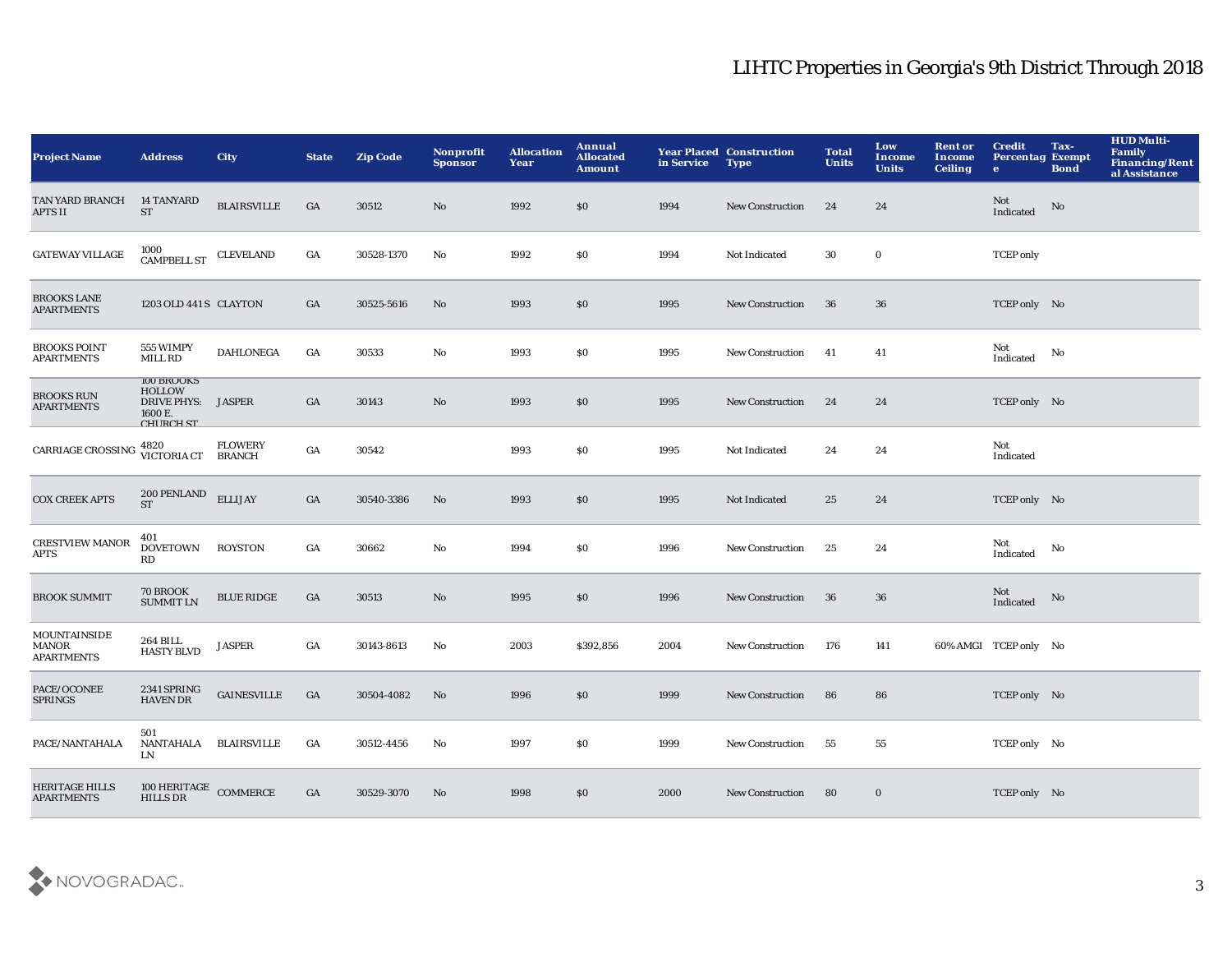# LIHTC Properties in Georgia's 9th District Through 2018

| Project Name | Address | City | State | Zip Code | Nonprofit Sponsor | Allocation Year | Annual Allocated Amount | Year Placed in Service | Construction Type | Total Units | Low Income Units | Rent or Income Ceiling | Credit Percentage | Tax-Exempt Bond | HUD Multi-Family Financing/Rental Assistance |
|---|---|---|---|---|---|---|---|---|---|---|---|---|---|---|---|
| TAN YARD BRANCH APTS II | 14 TANYARD ST | BLAIRSVILLE | GA | 30512 | No | 1992 | $0 | 1994 | New Construction | 24 | 24 | | Not Indicated | No | |
| GATEWAY VILLAGE | 1000 CAMPBELL ST | CLEVELAND | GA | 30528-1370 | No | 1992 | $0 | 1994 | Not Indicated | 30 | 0 | | TCEP only | | |
| BROOKS LANE APARTMENTS | 1203 OLD 441 S | CLAYTON | GA | 30525-5616 | No | 1993 | $0 | 1995 | New Construction | 36 | 36 | | TCEP only | No | |
| BROOKS POINT APARTMENTS | 555 WIMPY MILL RD | DAHLONEGA | GA | 30533 | No | 1993 | $0 | 1995 | New Construction | 41 | 41 | | Not Indicated | No | |
| BROOKS RUN APARTMENTS | 100 BROOKS HOLLOW DRIVE PHYS: 1600 E. CHURCH ST | JASPER | GA | 30143 | No | 1993 | $0 | 1995 | New Construction | 24 | 24 | | TCEP only | No | |
| CARRIAGE CROSSING | 4820 VICTORIA CT | FLOWERY BRANCH | GA | 30542 | | 1993 | $0 | 1995 | Not Indicated | 24 | 24 | | Not Indicated | | |
| COX CREEK APTS | 200 PENLAND ST | ELLIJAY | GA | 30540-3386 | No | 1993 | $0 | 1995 | Not Indicated | 25 | 24 | | TCEP only | No | |
| CRESTVIEW MANOR APTS | 401 DOVETOWN RD | ROYSTON | GA | 30662 | No | 1994 | $0 | 1996 | New Construction | 25 | 24 | | Not Indicated | No | |
| BROOK SUMMIT | 70 BROOK SUMMIT LN | BLUE RIDGE | GA | 30513 | No | 1995 | $0 | 1996 | New Construction | 36 | 36 | | Not Indicated | No | |
| MOUNTAINSIDE MANOR APARTMENTS | 264 BILL HASTY BLVD | JASPER | GA | 30143-8613 | No | 2003 | $392,856 | 2004 | New Construction | 176 | 141 | 60% AMGI | TCEP only | No | |
| PACE/OCONEE SPRINGS | 2341 SPRING HAVEN DR | GAINESVILLE | GA | 30504-4082 | No | 1996 | $0 | 1999 | New Construction | 86 | 86 | | TCEP only | No | |
| PACE/NANTAHALA | 501 NANTAHALA LN | BLAIRSVILLE | GA | 30512-4456 | No | 1997 | $0 | 1999 | New Construction | 55 | 55 | | TCEP only | No | |
| HERITAGE HILLS APARTMENTS | 100 HERITAGE HILLS DR | COMMERCE | GA | 30529-3070 | No | 1998 | $0 | 2000 | New Construction | 80 | 0 | | TCEP only | No | |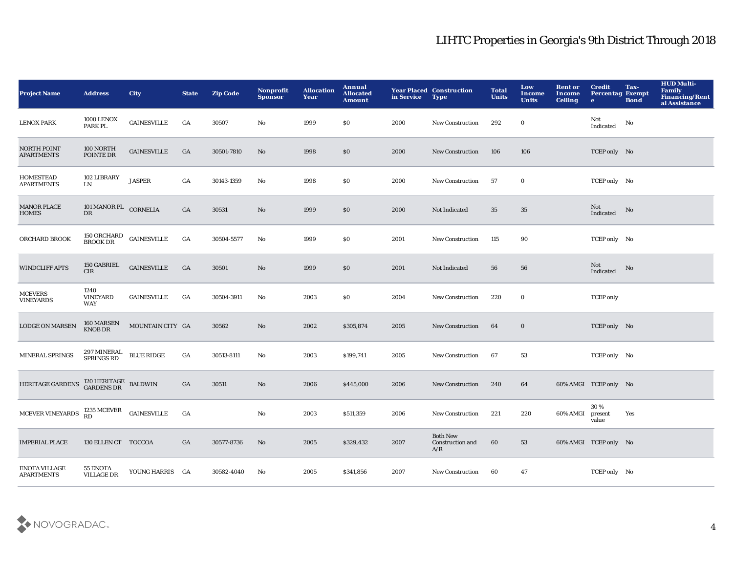# LIHTC Properties in Georgia's 9th District Through 2018

| Project Name | Address | City | State | Zip Code | Nonprofit Sponsor | Allocation Year | Annual Allocated Amount | Year Placed in Service | Construction Type | Total Units | Low Income Units | Rent or Income Ceiling | Credit Percentage | Tax-Exempt Bond | HUD Multi-Family Financing/Rental Assistance |
|---|---|---|---|---|---|---|---|---|---|---|---|---|---|---|---|
| LENOX PARK | 1000 LENOX PARK PL | GAINESVILLE | GA | 30507 | No | 1999 | $0 | 2000 | New Construction | 292 | 0 | | Not Indicated | No | |
| NORTH POINT APARTMENTS | 100 NORTH POINTE DR | GAINESVILLE | GA | 30501-7810 | No | 1998 | $0 | 2000 | New Construction | 106 | 106 | | TCEP only | No | |
| HOMESTEAD APARTMENTS | 102 LIBRARY LN | JASPER | GA | 30143-1359 | No | 1998 | $0 | 2000 | New Construction | 57 | 0 | | TCEP only | No | |
| MANOR PLACE HOMES | 101 MANOR PL DR | CORNELIA | GA | 30531 | No | 1999 | $0 | 2000 | Not Indicated | 35 | 35 | | Not Indicated | No | |
| ORCHARD BROOK | 150 ORCHARD BROOK DR | GAINESVILLE | GA | 30504-5577 | No | 1999 | $0 | 2001 | New Construction | 115 | 90 | | TCEP only | No | |
| WINDCLIFF APTS | 150 GABRIEL CIR | GAINESVILLE | GA | 30501 | No | 1999 | $0 | 2001 | Not Indicated | 56 | 56 | | Not Indicated | No | |
| MCEVERS VINEYARDS | 1240 VINEYARD WAY | GAINESVILLE | GA | 30504-3911 | No | 2003 | $0 | 2004 | New Construction | 220 | 0 | | TCEP only | | |
| LODGE ON MARSEN | 160 MARSEN KNOB DR | MOUNTAIN CITY | GA | 30562 | No | 2002 | $305,874 | 2005 | New Construction | 64 | 0 | | TCEP only | No | |
| MINERAL SPRINGS | 297 MINERAL SPRINGS RD | BLUE RIDGE | GA | 30513-8111 | No | 2003 | $199,741 | 2005 | New Construction | 67 | 53 | | TCEP only | No | |
| HERITAGE GARDENS | 120 HERITAGE GARDENS DR | BALDWIN | GA | 30511 | No | 2006 | $445,000 | 2006 | New Construction | 240 | 64 | 60% AMGI | TCEP only | No | |
| MCEVER VINEYARDS | 1235 MCEVER RD | GAINESVILLE | GA | | No | 2003 | $511,359 | 2006 | New Construction | 221 | 220 | 60% AMGI | 30 % present value | Yes | |
| IMPERIAL PLACE | 130 ELLEN CT | TOCCOA | GA | 30577-8736 | No | 2005 | $329,432 | 2007 | Both New Construction and A/R | 60 | 53 | 60% AMGI | TCEP only | No | |
| ENOTA VILLAGE APARTMENTS | 55 ENOTA VILLAGE DR | YOUNG HARRIS | GA | 30582-4040 | No | 2005 | $341,856 | 2007 | New Construction | 60 | 47 | | TCEP only | No | |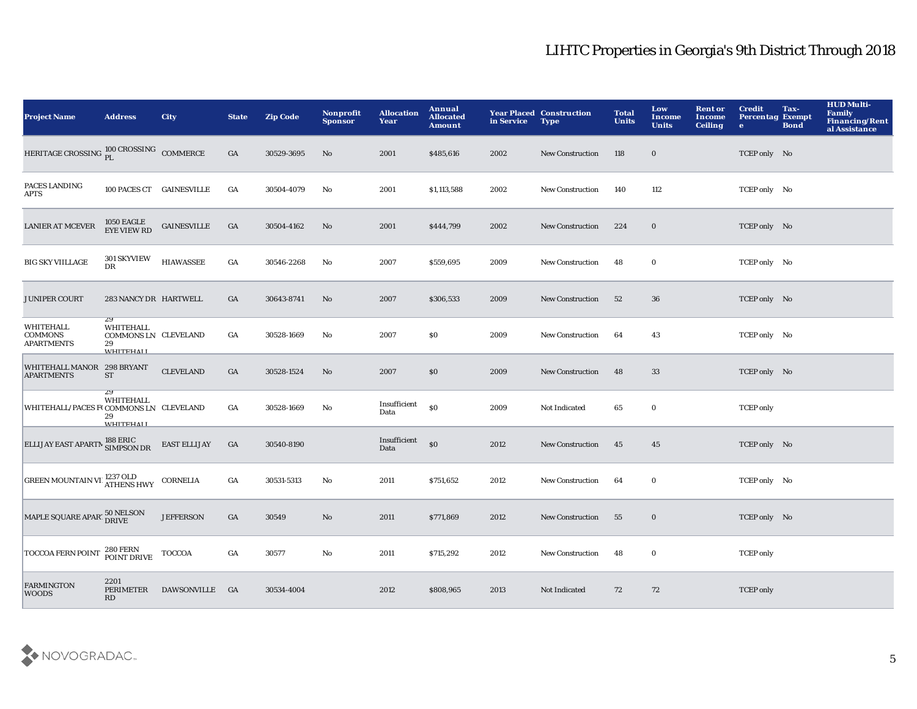# LIHTC Properties in Georgia's 9th District Through 2018

| Project Name | Address | City | State | Zip Code | Nonprofit Sponsor | Allocation Year | Annual Allocated Amount | Year Placed in Service | Construction Type | Total Units | Low Income Units | Rent or Income Ceiling | Credit Percentage | Tax-Exempt Bond | HUD Multi-Family Financing/Rental Assistance |
|---|---|---|---|---|---|---|---|---|---|---|---|---|---|---|---|
| HERITAGE CROSSING | 100 CROSSING PL | COMMERCE | GA | 30529-3695 | No | 2001 | $485,616 | 2002 | New Construction | 118 | 0 | | TCEP only | No | |
| PACES LANDING APTS | 100 PACES CT | GAINESVILLE | GA | 30504-4079 | No | 2001 | $1,113,588 | 2002 | New Construction | 140 | 112 | | TCEP only | No | |
| LANIER AT MCEVER | 1050 EAGLE EYE VIEW RD | GAINESVILLE | GA | 30504-4162 | No | 2001 | $444,799 | 2002 | New Construction | 224 | 0 | | TCEP only | No | |
| BIG SKY VIILLAGE | 301 SKYVIEW DR | HIAWASSEE | GA | 30546-2268 | No | 2007 | $559,695 | 2009 | New Construction | 48 | 0 | | TCEP only | No | |
| JUNIPER COURT | 283 NANCY DR | HARTWELL | GA | 30643-8741 | No | 2007 | $306,533 | 2009 | New Construction | 52 | 36 | | TCEP only | No | |
| WHITEHALL COMMONS APARTMENTS | 29 WHITEHALL COMMONS LN 29 WHITEHALL | CLEVELAND | GA | 30528-1669 | No | 2007 | $0 | 2009 | New Construction | 64 | 43 | | TCEP only | No | |
| WHITEHALL MANOR APARTMENTS | 298 BRYANT ST | CLEVELAND | GA | 30528-1524 | No | 2007 | $0 | 2009 | New Construction | 48 | 33 | | TCEP only | No | |
| WHITEHALL/PACES F | 29 WHITEHALL COMMONS LN 29 WHITEHALL | CLEVELAND | GA | 30528-1669 | No | Insufficient Data | $0 | 2009 | Not Indicated | 65 | 0 | | TCEP only | | |
| ELLIJAY EAST APARTM | 188 ERIC SIMPSON DR | EAST ELLIJAY | GA | 30540-8190 | | Insufficient Data | $0 | 2012 | New Construction | 45 | 45 | | TCEP only | No | |
| GREEN MOUNTAIN VI | 1237 OLD ATHENS HWY | CORNELIA | GA | 30531-5313 | No | 2011 | $751,652 | 2012 | New Construction | 64 | 0 | | TCEP only | No | |
| MAPLE SQUARE APAR | 50 NELSON DRIVE | JEFFERSON | GA | 30549 | No | 2011 | $771,869 | 2012 | New Construction | 55 | 0 | | TCEP only | No | |
| TOCCOA FERN POINT | 280 FERN POINT DRIVE | TOCCOA | GA | 30577 | No | 2011 | $715,292 | 2012 | New Construction | 48 | 0 | | TCEP only | | |
| FARMINGTON WOODS | 2201 PERIMETER RD | DAWSONVILLE | GA | 30534-4004 | | 2012 | $808,965 | 2013 | Not Indicated | 72 | 72 | | TCEP only | | |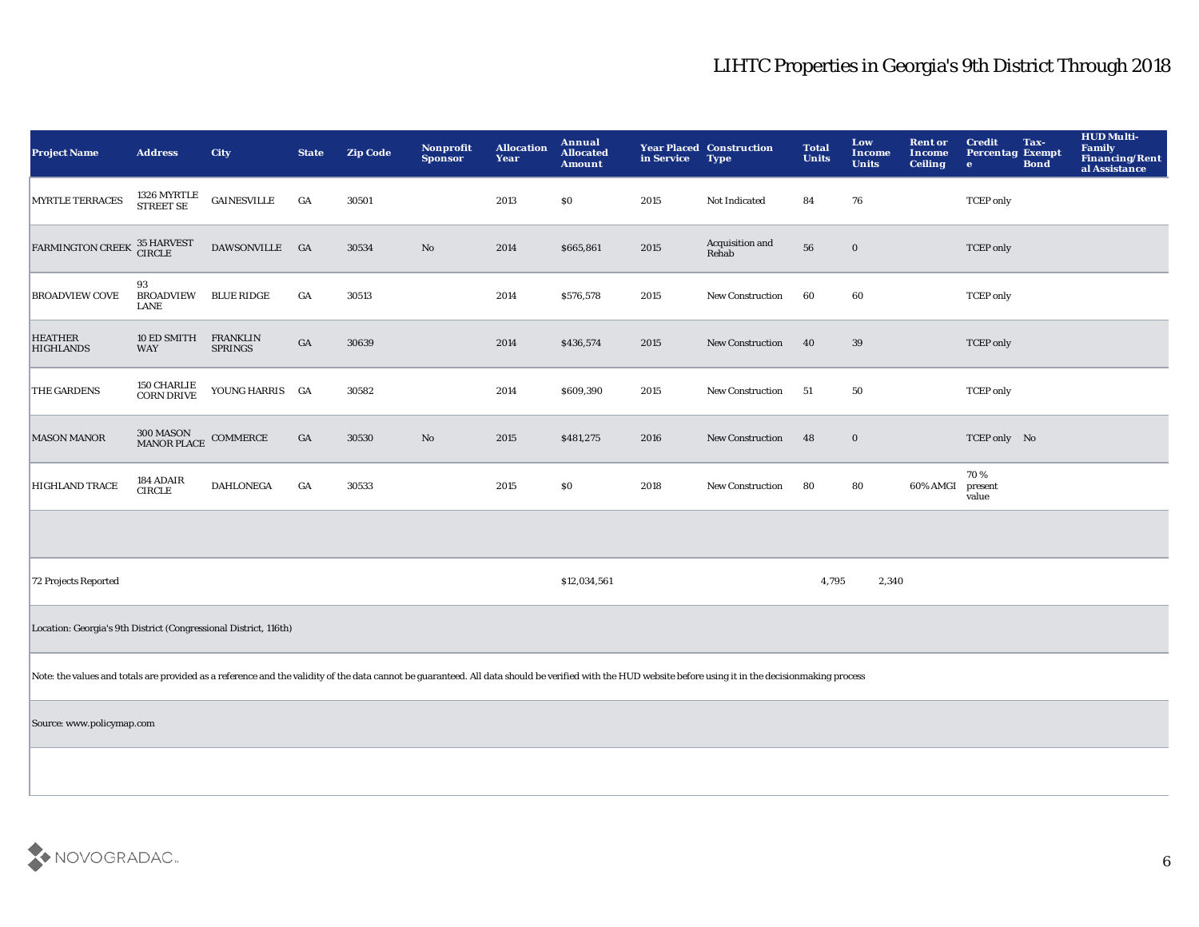# LIHTC Properties in Georgia's 9th District Through 2018

| Project Name | Address | City | State | Zip Code | Nonprofit Sponsor | Allocation Year | Annual Allocated Amount | Year Placed in Service | Construction Type | Total Units | Low Income Units | Rent or Income Ceiling | Credit Percentage | Tax-Exempt Bond | HUD Multi-Family Financing/Rental Assistance |
|---|---|---|---|---|---|---|---|---|---|---|---|---|---|---|---|
| MYRTLE TERRACES | 1326 MYRTLE STREET SE | GAINESVILLE | GA | 30501 | | 2013 | $0 | 2015 | Not Indicated | 84 | 76 | | TCEP only | | |
| FARMINGTON CREEK | 35 HARVEST CIRCLE | DAWSONVILLE | GA | 30534 | No | 2014 | $665,861 | 2015 | Acquisition and Rehab | 56 | 0 | | TCEP only | | |
| BROADVIEW COVE | 93 BROADVIEW LANE | BLUE RIDGE | GA | 30513 | | 2014 | $576,578 | 2015 | New Construction | 60 | 60 | | TCEP only | | |
| HEATHER HIGHLANDS | 10 ED SMITH WAY | FRANKLIN SPRINGS | GA | 30639 | | 2014 | $436,574 | 2015 | New Construction | 40 | 39 | | TCEP only | | |
| THE GARDENS | 150 CHARLIE CORN DRIVE | YOUNG HARRIS | GA | 30582 | | 2014 | $609,390 | 2015 | New Construction | 51 | 50 | | TCEP only | | |
| MASON MANOR | 300 MASON MANOR PLACE | COMMERCE | GA | 30530 | No | 2015 | $481,275 | 2016 | New Construction | 48 | 0 | | TCEP only | No | |
| HIGHLAND TRACE | 184 ADAIR CIRCLE | DAHLONEGA | GA | 30533 | | 2015 | $0 | 2018 | New Construction | 80 | 80 | 60% AMGI | 70 % present value | | |
| | | | | | | | | | | | | | | | |
| 72 Projects Reported | | | | | | | $12,034,561 | | | 4,795 | 2,340 | | | | |

Location: Georgia's 9th District (Congressional District, 116th)

Note: the values and totals are provided as a reference and the validity of the data cannot be guaranteed. All data should be verified with the HUD website before using it in the decisionmaking process

Source: www.policymap.com